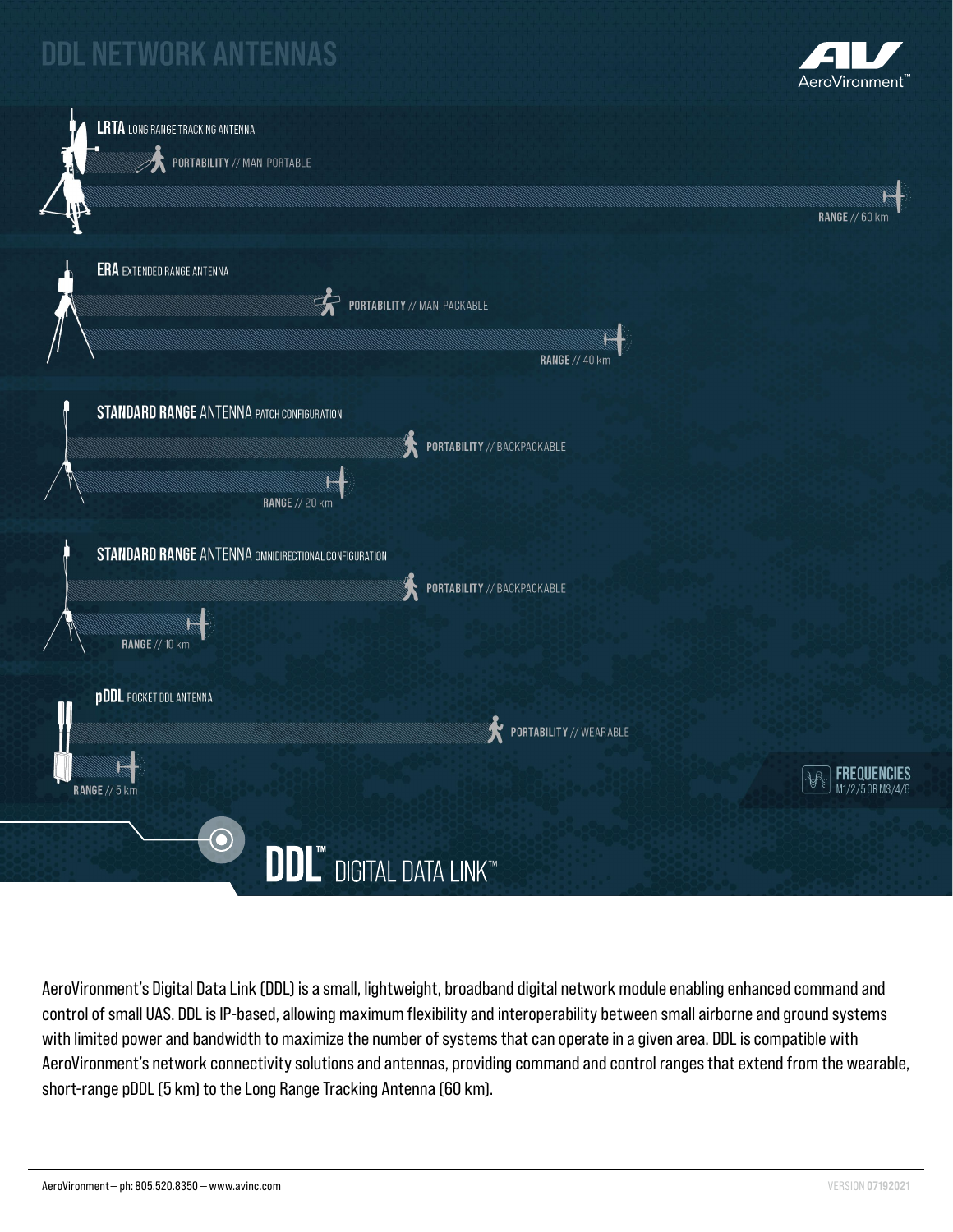# DDL NETWORK ANTENNAS

AeroVironment™

**LRTA** LONG RANGE TRACKING ANTENNA

**PORTABILITY** // MAN-PORTABLE

**RANGE** // 60 km

**ERA** EXTENDED RANGE ANTENNA

**PORTABILITY** // MAN-PACKABLE

**RANGE** // 40 km

**STANDARD RANGE** ANTENNA PATCH CONFIGURATION

**PORTABILITY** // BACKPACKABLE

**RANGE** // 20 km

**STANDARD RANGE** ANTENNA OMNIDIRECTIONAL CONFIGURATION

**PORTABILITY** // BACKPACKABLE

**RANGE** // 10 km

**pDDL** POCKET DDL ANTENNA

**PORTABILITY** // WEARABLE

**RANGE** // 5 km

**FREQUENCIES**
M1/2/5 OR M3/4/6

## DDL™ DIGITAL DATA LINK™

AeroVironment's Digital Data Link (DDL) is a small, lightweight, broadband digital network module enabling enhanced command and control of small UAS. DDL is IP-based, allowing maximum flexibility and interoperability between small airborne and ground systems with limited power and bandwidth to maximize the number of systems that can operate in a given area. DDL is compatible with AeroVironment's network connectivity solutions and antennas, providing command and control ranges that extend from the wearable, short-range pDDL (5 km) to the Long Range Tracking Antenna (60 km).

AeroVironment – ph: 805.520.8350 – www.avinc.com

VERSION 07192021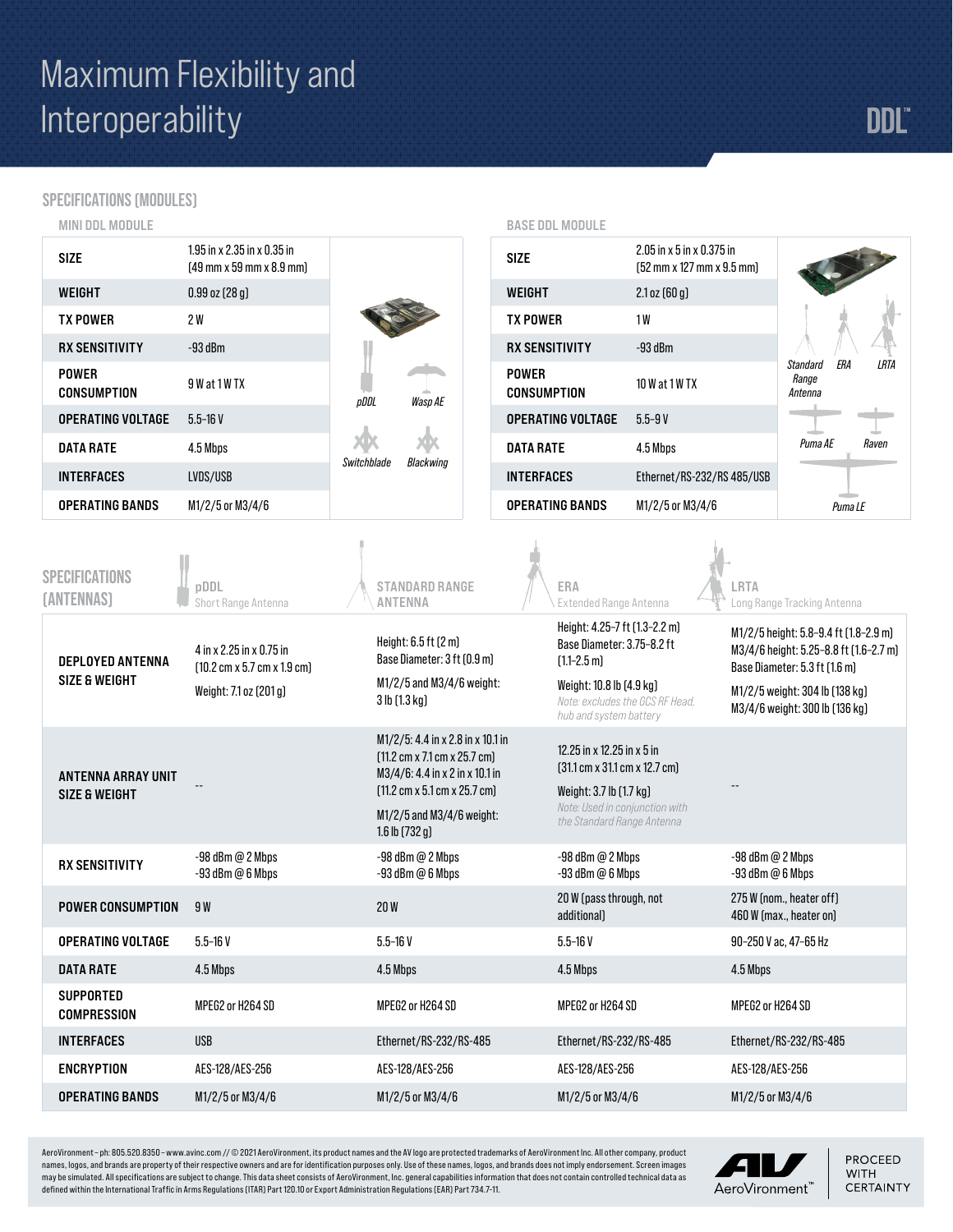# Maximum Flexibility and Interoperability

DDL™

## SPECIFICATIONS (MODULES)

### MINI DDL MODULE

| | |
|---|---|
| SIZE | 1.95 in x 2.35 in x 0.35 in (49 mm x 59 mm x 8.9 mm) |
| WEIGHT | 0.99 oz (28 g) |
| TX POWER | 2 W |
| RX SENSITIVITY | -93 dBm |
| POWER CONSUMPTION | 9 W at 1 W TX |
| OPERATING VOLTAGE | 5.5–16 V |
| DATA RATE | 4.5 Mbps |
| INTERFACES | LVDS/USB |
| OPERATING BANDS | M1/2/5 or M3/4/6 |

*pDDL* *Wasp AE* *Switchblade* *Blackwing*

### BASE DDL MODULE

| | |
|---|---|
| SIZE | 2.05 in x 5 in x 0.375 in (52 mm x 127 mm x 9.5 mm) |
| WEIGHT | 2.1 oz (60 g) |
| TX POWER | 1 W |
| RX SENSITIVITY | -93 dBm |
| POWER CONSUMPTION | 10 W at 1 W TX |
| OPERATING VOLTAGE | 5.5–9 V |
| DATA RATE | 4.5 Mbps |
| INTERFACES | Ethernet/RS-232/RS 485/USB |
| OPERATING BANDS | M1/2/5 or M3/4/6 |

*Standard Range Antenna* *ERA* *LRTA* *Puma AE* *Raven* *Puma LE*

## SPECIFICATIONS (ANTENNAS)

| | pDDL Short Range Antenna | STANDARD RANGE ANTENNA | ERA Extended Range Antenna | LRTA Long Range Tracking Antenna |
|---|---|---|---|---|
| DEPLOYED ANTENNA SIZE & WEIGHT | 4 in x 2.25 in x 0.75 in (10.2 cm x 5.7 cm x 1.9 cm)<br>Weight: 7.1 oz (201 g) | Height: 6.5 ft (2 m)<br>Base Diameter: 3 ft (0.9 m)<br>M1/2/5 and M3/4/6 weight: 3 lb (1.3 kg) | Height: 4.25–7 ft (1.3–2.2 m)<br>Base Diameter: 3.75–8.2 ft (1.1–2.5 m)<br>Weight: 10.8 lb (4.9 kg)<br>*Note: excludes the GCS RF Head, hub and system battery* | M1/2/5 height: 5.8–9.4 ft (1.8–2.9 m)<br>M3/4/6 height: 5.25–8.8 ft (1.6–2.7 m)<br>Base Diameter: 5.3 ft (1.6 m)<br>M1/2/5 weight: 304 lb (138 kg)<br>M3/4/6 weight: 300 lb (136 kg) |
| ANTENNA ARRAY UNIT SIZE & WEIGHT | -- | M1/2/5: 4.4 in x 2.8 in x 10.1 in (11.2 cm x 7.1 cm x 25.7 cm)<br>M3/4/6: 4.4 in x 2 in x 10.1 in (11.2 cm x 5.1 cm x 25.7 cm)<br>M1/2/5 and M3/4/6 weight: 1.6 lb (732 g) | 12.25 in x 12.25 in x 5 in (31.1 cm x 31.1 cm x 12.7 cm)<br>Weight: 3.7 lb (1.7 kg)<br>*Note: Used in conjunction with the Standard Range Antenna* | -- |
| RX SENSITIVITY | -98 dBm @ 2 Mbps<br>-93 dBm @ 6 Mbps | -98 dBm @ 2 Mbps<br>-93 dBm @ 6 Mbps | -98 dBm @ 2 Mbps<br>-93 dBm @ 6 Mbps | -98 dBm @ 2 Mbps<br>-93 dBm @ 6 Mbps |
| POWER CONSUMPTION | 9 W | 20 W | 20 W (pass through, not additional) | 275 W (nom., heater off)<br>460 W (max., heater on) |
| OPERATING VOLTAGE | 5.5–16 V | 5.5–16 V | 5.5–16 V | 90–250 V ac, 47–65 Hz |
| DATA RATE | 4.5 Mbps | 4.5 Mbps | 4.5 Mbps | 4.5 Mbps |
| SUPPORTED COMPRESSION | MPEG2 or H264 SD | MPEG2 or H264 SD | MPEG2 or H264 SD | MPEG2 or H264 SD |
| INTERFACES | USB | Ethernet/RS-232/RS-485 | Ethernet/RS-232/RS-485 | Ethernet/RS-232/RS-485 |
| ENCRYPTION | AES-128/AES-256 | AES-128/AES-256 | AES-128/AES-256 | AES-128/AES-256 |
| OPERATING BANDS | M1/2/5 or M3/4/6 | M1/2/5 or M3/4/6 | M1/2/5 or M3/4/6 | M1/2/5 or M3/4/6 |

AeroVironment – ph: 805.520.8350 – www.avinc.com // © 2021 AeroVironment, its product names and the AV logo are protected trademarks of AeroVironment Inc. All other company, product names, logos, and brands are property of their respective owners and are for identification purposes only. Use of these names, logos, and brands does not imply endorsement. Screen images may be simulated. All specifications are subject to change. This data sheet consists of AeroVironment, Inc. general capabilities information that does not contain controlled technical data as defined within the International Traffic in Arms Regulations (ITAR) Part 120.10 or Export Administration Regulations (EAR) Part 734.7-11.

AeroVironment™ PROCEED WITH CERTAINTY